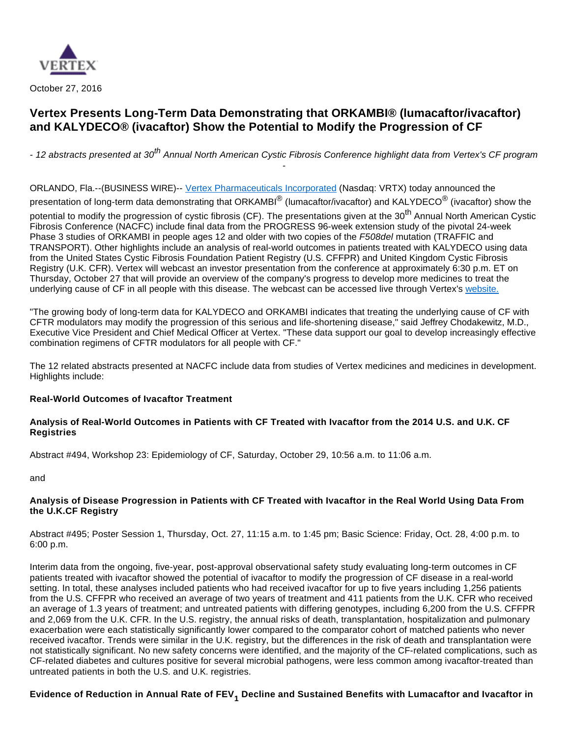VERTEX

October 27, 2016

# Vertex Presents Long-Term Data Demonstrating that ORKAMBI® (lumacaftor/ivacaftor) and KALYDECO® (ivacaftor) Show the Potential to Modify the Progression of CF

*- 12 abstracts presented at 30th Annual North American Cystic Fibrosis Conference highlight data from Vertex's CF program -*

ORLANDO, Fla.--(BUSINESS WIRE)-- Vertex Pharmaceuticals Incorporated (Nasdaq: VRTX) today announced the presentation of long-term data demonstrating that ORKAMBI® (lumacaftor/ivacaftor) and KALYDECO® (ivacaftor) show the potential to modify the progression of cystic fibrosis (CF). The presentations given at the 30th Annual North American Cystic Fibrosis Conference (NACFC) include final data from the PROGRESS 96-week extension study of the pivotal 24-week Phase 3 studies of ORKAMBI in people ages 12 and older with two copies of the *F508del* mutation (TRAFFIC and TRANSPORT). Other highlights include an analysis of real-world outcomes in patients treated with KALYDECO using data from the United States Cystic Fibrosis Foundation Patient Registry (U.S. CFFPR) and United Kingdom Cystic Fibrosis Registry (U.K. CFR). Vertex will webcast an investor presentation from the conference at approximately 6:30 p.m. ET on Thursday, October 27 that will provide an overview of the company's progress to develop more medicines to treat the underlying cause of CF in all people with this disease. The webcast can be accessed live through Vertex's website.

"The growing body of long-term data for KALYDECO and ORKAMBI indicates that treating the underlying cause of CF with CFTR modulators may modify the progression of this serious and life-shortening disease," said Jeffrey Chodakewitz, M.D., Executive Vice President and Chief Medical Officer at Vertex. "These data support our goal to develop increasingly effective combination regimens of CFTR modulators for all people with CF."

The 12 related abstracts presented at NACFC include data from studies of Vertex medicines and medicines in development. Highlights include:

**Real-World Outcomes of Ivacaftor Treatment**

**Analysis of Real-World Outcomes in Patients with CF Treated with Ivacaftor from the 2014 U.S. and U.K. CF Registries**

Abstract #494, Workshop 23: Epidemiology of CF, Saturday, October 29, 10:56 a.m. to 11:06 a.m.

and

**Analysis of Disease Progression in Patients with CF Treated with Ivacaftor in the Real World Using Data From the U.K.CF Registry**

Abstract #495; Poster Session 1, Thursday, Oct. 27, 11:15 a.m. to 1:45 pm; Basic Science: Friday, Oct. 28, 4:00 p.m. to 6:00 p.m.

Interim data from the ongoing, five-year, post-approval observational safety study evaluating long-term outcomes in CF patients treated with ivacaftor showed the potential of ivacaftor to modify the progression of CF disease in a real-world setting. In total, these analyses included patients who had received ivacaftor for up to five years including 1,256 patients from the U.S. CFFPR who received an average of two years of treatment and 411 patients from the U.K. CFR who received an average of 1.3 years of treatment; and untreated patients with differing genotypes, including 6,200 from the U.S. CFFPR and 2,069 from the U.K. CFR. In the U.S. registry, the annual risks of death, transplantation, hospitalization and pulmonary exacerbation were each statistically significantly lower compared to the comparator cohort of matched patients who never received ivacaftor. Trends were similar in the U.K. registry, but the differences in the risk of death and transplantation were not statistically significant. No new safety concerns were identified, and the majority of the CF-related complications, such as CF-related diabetes and cultures positive for several microbial pathogens, were less common among ivacaftor-treated than untreated patients in both the U.S. and U.K. registries.

**Evidence of Reduction in Annual Rate of $FEV_1$ Decline and Sustained Benefits with Lumacaftor and Ivacaftor in**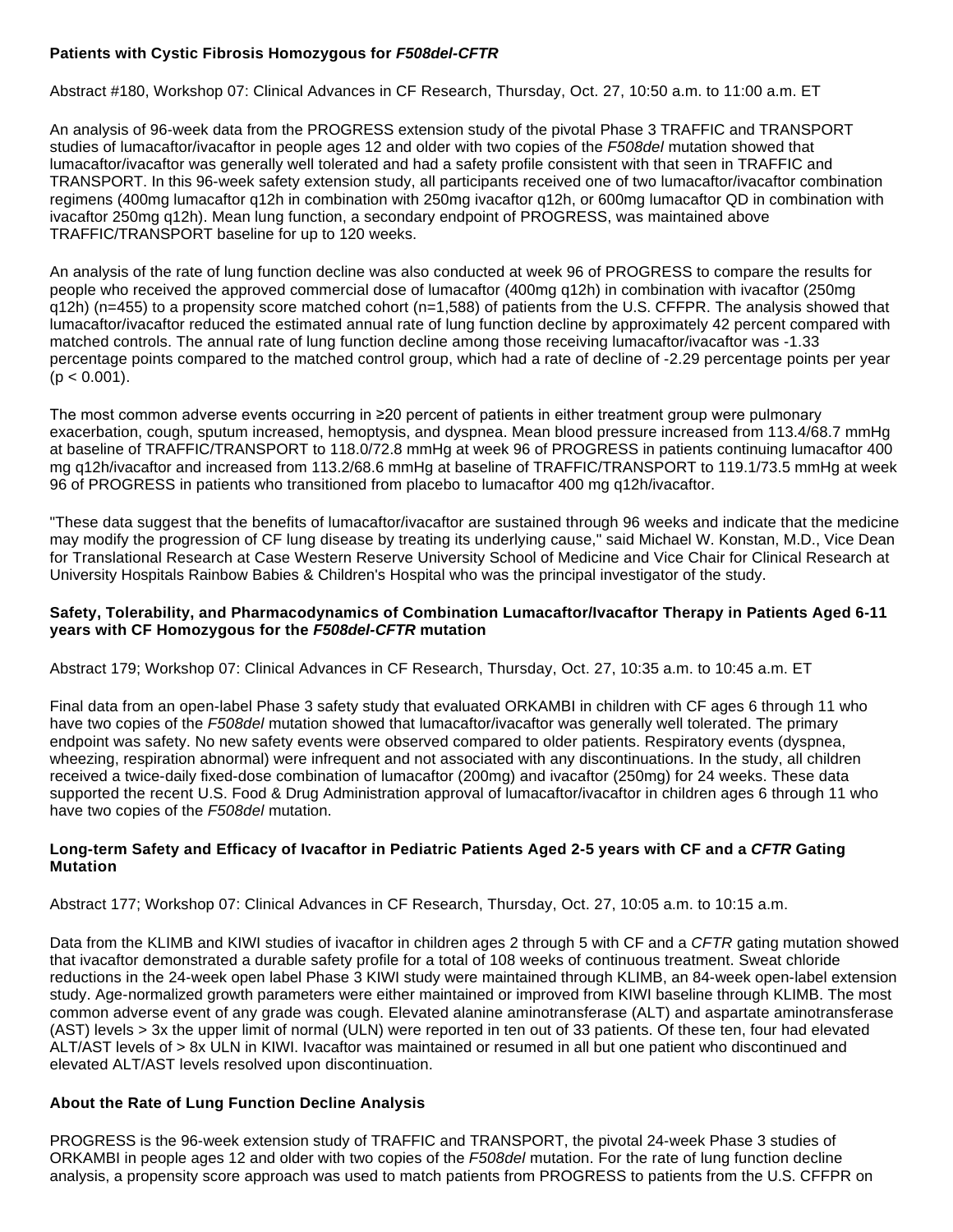**Patients with Cystic Fibrosis Homozygous for *F508del-CFTR***

Abstract #180, Workshop 07: Clinical Advances in CF Research, Thursday, Oct. 27, 10:50 a.m. to 11:00 a.m. ET

An analysis of 96-week data from the PROGRESS extension study of the pivotal Phase 3 TRAFFIC and TRANSPORT studies of lumacaftor/ivacaftor in people ages 12 and older with two copies of the *F508del* mutation showed that lumacaftor/ivacaftor was generally well tolerated and had a safety profile consistent with that seen in TRAFFIC and TRANSPORT. In this 96-week safety extension study, all participants received one of two lumacaftor/ivacaftor combination regimens (400mg lumacaftor q12h in combination with 250mg ivacaftor q12h, or 600mg lumacaftor QD in combination with ivacaftor 250mg q12h). Mean lung function, a secondary endpoint of PROGRESS, was maintained above TRAFFIC/TRANSPORT baseline for up to 120 weeks.

An analysis of the rate of lung function decline was also conducted at week 96 of PROGRESS to compare the results for people who received the approved commercial dose of lumacaftor (400mg q12h) in combination with ivacaftor (250mg q12h) (n=455) to a propensity score matched cohort (n=1,588) of patients from the U.S. CFFPR. The analysis showed that lumacaftor/ivacaftor reduced the estimated annual rate of lung function decline by approximately 42 percent compared with matched controls. The annual rate of lung function decline among those receiving lumacaftor/ivacaftor was -1.33 percentage points compared to the matched control group, which had a rate of decline of -2.29 percentage points per year ($p < 0.001$).

The most common adverse events occurring in ≥20 percent of patients in either treatment group were pulmonary exacerbation, cough, sputum increased, hemoptysis, and dyspnea. Mean blood pressure increased from 113.4/68.7 mmHg at baseline of TRAFFIC/TRANSPORT to 118.0/72.8 mmHg at week 96 of PROGRESS in patients continuing lumacaftor 400 mg q12h/ivacaftor and increased from 113.2/68.6 mmHg at baseline of TRAFFIC/TRANSPORT to 119.1/73.5 mmHg at week 96 of PROGRESS in patients who transitioned from placebo to lumacaftor 400 mg q12h/ivacaftor.

"These data suggest that the benefits of lumacaftor/ivacaftor are sustained through 96 weeks and indicate that the medicine may modify the progression of CF lung disease by treating its underlying cause," said Michael W. Konstan, M.D., Vice Dean for Translational Research at Case Western Reserve University School of Medicine and Vice Chair for Clinical Research at University Hospitals Rainbow Babies & Children's Hospital who was the principal investigator of the study.

**Safety, Tolerability, and Pharmacodynamics of Combination Lumacaftor/Ivacaftor Therapy in Patients Aged 6-11 years with CF Homozygous for the *F508del-CFTR* mutation**

Abstract 179; Workshop 07: Clinical Advances in CF Research, Thursday, Oct. 27, 10:35 a.m. to 10:45 a.m. ET

Final data from an open-label Phase 3 safety study that evaluated ORKAMBI in children with CF ages 6 through 11 who have two copies of the *F508del* mutation showed that lumacaftor/ivacaftor was generally well tolerated. The primary endpoint was safety. No new safety events were observed compared to older patients. Respiratory events (dyspnea, wheezing, respiration abnormal) were infrequent and not associated with any discontinuations. In the study, all children received a twice-daily fixed-dose combination of lumacaftor (200mg) and ivacaftor (250mg) for 24 weeks. These data supported the recent U.S. Food & Drug Administration approval of lumacaftor/ivacaftor in children ages 6 through 11 who have two copies of the *F508del* mutation.

**Long-term Safety and Efficacy of Ivacaftor in Pediatric Patients Aged 2-5 years with CF and a *CFTR* Gating Mutation**

Abstract 177; Workshop 07: Clinical Advances in CF Research, Thursday, Oct. 27, 10:05 a.m. to 10:15 a.m.

Data from the KLIMB and KIWI studies of ivacaftor in children ages 2 through 5 with CF and a *CFTR* gating mutation showed that ivacaftor demonstrated a durable safety profile for a total of 108 weeks of continuous treatment. Sweat chloride reductions in the 24-week open label Phase 3 KIWI study were maintained through KLIMB, an 84-week open-label extension study. Age-normalized growth parameters were either maintained or improved from KIWI baseline through KLIMB. The most common adverse event of any grade was cough. Elevated alanine aminotransferase (ALT) and aspartate aminotransferase (AST) levels > 3x the upper limit of normal (ULN) were reported in ten out of 33 patients. Of these ten, four had elevated ALT/AST levels of > 8x ULN in KIWI. Ivacaftor was maintained or resumed in all but one patient who discontinued and elevated ALT/AST levels resolved upon discontinuation.

**About the Rate of Lung Function Decline Analysis**

PROGRESS is the 96-week extension study of TRAFFIC and TRANSPORT, the pivotal 24-week Phase 3 studies of ORKAMBI in people ages 12 and older with two copies of the *F508del* mutation. For the rate of lung function decline analysis, a propensity score approach was used to match patients from PROGRESS to patients from the U.S. CFFPR on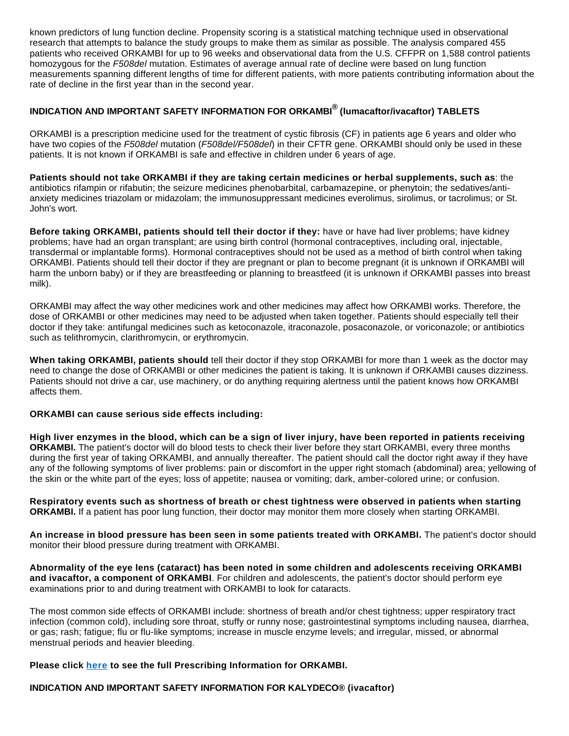known predictors of lung function decline. Propensity scoring is a statistical matching technique used in observational research that attempts to balance the study groups to make them as similar as possible. The analysis compared 455 patients who received ORKAMBI for up to 96 weeks and observational data from the U.S. CFFPR on 1,588 control patients homozygous for the *F508del* mutation. Estimates of average annual rate of decline were based on lung function measurements spanning different lengths of time for different patients, with more patients contributing information about the rate of decline in the first year than in the second year.

## INDICATION AND IMPORTANT SAFETY INFORMATION FOR ORKAMBI® (lumacaftor/ivacaftor) TABLETS

ORKAMBI is a prescription medicine used for the treatment of cystic fibrosis (CF) in patients age 6 years and older who have two copies of the *F508del* mutation (*F508del/F508del*) in their CFTR gene. ORKAMBI should only be used in these patients. It is not known if ORKAMBI is safe and effective in children under 6 years of age.

**Patients should not take ORKAMBI if they are taking certain medicines or herbal supplements, such as**: the antibiotics rifampin or rifabutin; the seizure medicines phenobarbital, carbamazepine, or phenytoin; the sedatives/anti-anxiety medicines triazolam or midazolam; the immunosuppressant medicines everolimus, sirolimus, or tacrolimus; or St. John's wort.

**Before taking ORKAMBI, patients should tell their doctor if they:** have or have had liver problems; have kidney problems; have had an organ transplant; are using birth control (hormonal contraceptives, including oral, injectable, transdermal or implantable forms). Hormonal contraceptives should not be used as a method of birth control when taking ORKAMBI. Patients should tell their doctor if they are pregnant or plan to become pregnant (it is unknown if ORKAMBI will harm the unborn baby) or if they are breastfeeding or planning to breastfeed (it is unknown if ORKAMBI passes into breast milk).

ORKAMBI may affect the way other medicines work and other medicines may affect how ORKAMBI works. Therefore, the dose of ORKAMBI or other medicines may need to be adjusted when taken together. Patients should especially tell their doctor if they take: antifungal medicines such as ketoconazole, itraconazole, posaconazole, or voriconazole; or antibiotics such as telithromycin, clarithromycin, or erythromycin.

**When taking ORKAMBI, patients should** tell their doctor if they stop ORKAMBI for more than 1 week as the doctor may need to change the dose of ORKAMBI or other medicines the patient is taking. It is unknown if ORKAMBI causes dizziness. Patients should not drive a car, use machinery, or do anything requiring alertness until the patient knows how ORKAMBI affects them.

**ORKAMBI can cause serious side effects including:**

**High liver enzymes in the blood, which can be a sign of liver injury, have been reported in patients receiving ORKAMBI.** The patient's doctor will do blood tests to check their liver before they start ORKAMBI, every three months during the first year of taking ORKAMBI, and annually thereafter. The patient should call the doctor right away if they have any of the following symptoms of liver problems: pain or discomfort in the upper right stomach (abdominal) area; yellowing of the skin or the white part of the eyes; loss of appetite; nausea or vomiting; dark, amber-colored urine; or confusion.

**Respiratory events such as shortness of breath or chest tightness were observed in patients when starting ORKAMBI.** If a patient has poor lung function, their doctor may monitor them more closely when starting ORKAMBI.

**An increase in blood pressure has been seen in some patients treated with ORKAMBI.** The patient's doctor should monitor their blood pressure during treatment with ORKAMBI.

**Abnormality of the eye lens (cataract) has been noted in some children and adolescents receiving ORKAMBI and ivacaftor, a component of ORKAMBI**. For children and adolescents, the patient's doctor should perform eye examinations prior to and during treatment with ORKAMBI to look for cataracts.

The most common side effects of ORKAMBI include: shortness of breath and/or chest tightness; upper respiratory tract infection (common cold), including sore throat, stuffy or runny nose; gastrointestinal symptoms including nausea, diarrhea, or gas; rash; fatigue; flu or flu-like symptoms; increase in muscle enzyme levels; and irregular, missed, or abnormal menstrual periods and heavier bleeding.

**Please click here to see the full Prescribing Information for ORKAMBI.**

## INDICATION AND IMPORTANT SAFETY INFORMATION FOR KALYDECO® (ivacaftor)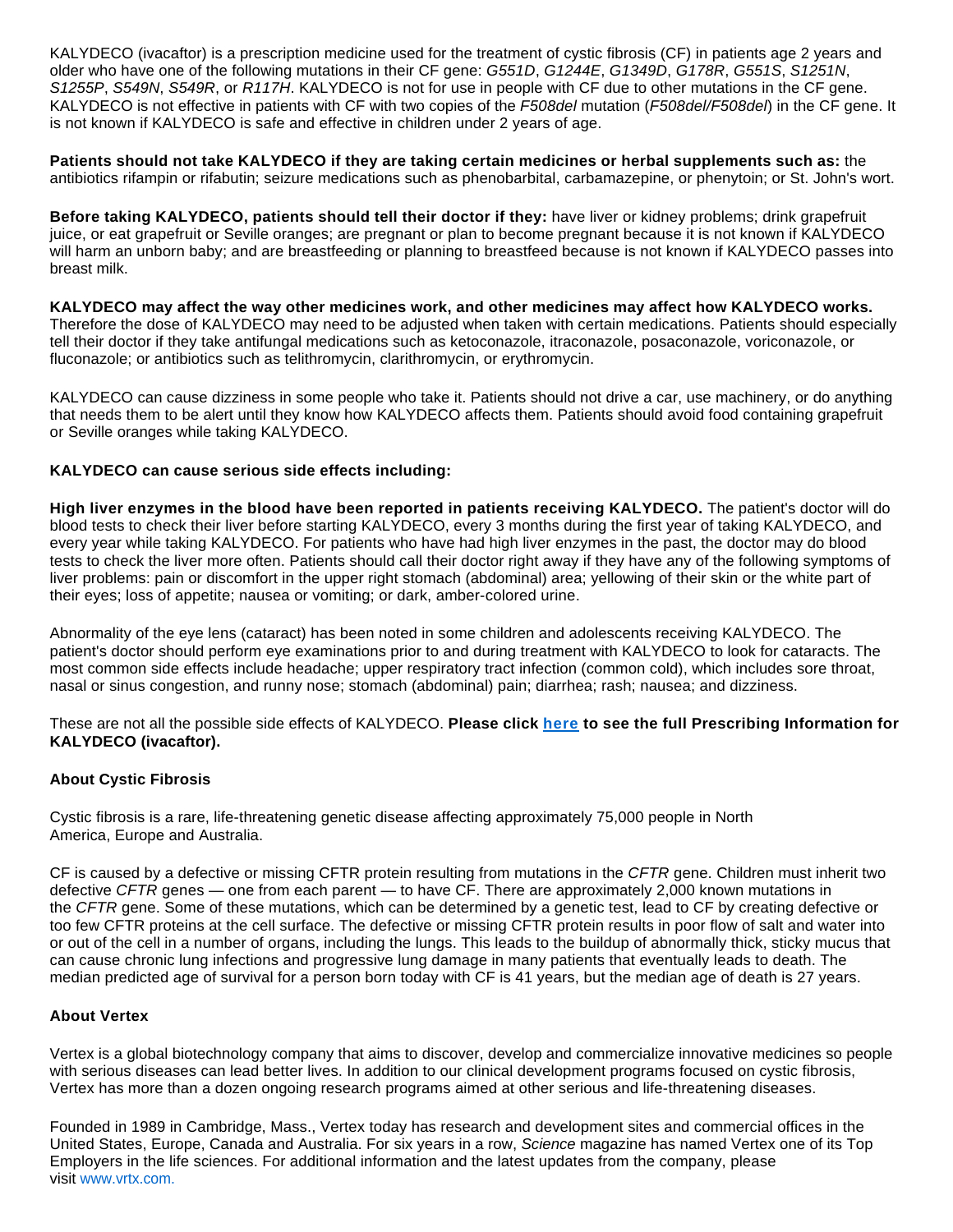KALYDECO (ivacaftor) is a prescription medicine used for the treatment of cystic fibrosis (CF) in patients age 2 years and older who have one of the following mutations in their CF gene: *G551D*, *G1244E*, *G1349D*, *G178R*, *G551S*, *S1251N*, *S1255P*, *S549N*, *S549R*, or *R117H*. KALYDECO is not for use in people with CF due to other mutations in the CF gene. KALYDECO is not effective in patients with CF with two copies of the *F508del* mutation (*F508del/F508del*) in the CF gene. It is not known if KALYDECO is safe and effective in children under 2 years of age.

**Patients should not take KALYDECO if they are taking certain medicines or herbal supplements such as:** the antibiotics rifampin or rifabutin; seizure medications such as phenobarbital, carbamazepine, or phenytoin; or St. John's wort.

**Before taking KALYDECO, patients should tell their doctor if they:** have liver or kidney problems; drink grapefruit juice, or eat grapefruit or Seville oranges; are pregnant or plan to become pregnant because it is not known if KALYDECO will harm an unborn baby; and are breastfeeding or planning to breastfeed because is not known if KALYDECO passes into breast milk.

**KALYDECO may affect the way other medicines work, and other medicines may affect how KALYDECO works.** Therefore the dose of KALYDECO may need to be adjusted when taken with certain medications. Patients should especially tell their doctor if they take antifungal medications such as ketoconazole, itraconazole, posaconazole, voriconazole, or fluconazole; or antibiotics such as telithromycin, clarithromycin, or erythromycin.

KALYDECO can cause dizziness in some people who take it. Patients should not drive a car, use machinery, or do anything that needs them to be alert until they know how KALYDECO affects them. Patients should avoid food containing grapefruit or Seville oranges while taking KALYDECO.

**KALYDECO can cause serious side effects including:**

**High liver enzymes in the blood have been reported in patients receiving KALYDECO.** The patient's doctor will do blood tests to check their liver before starting KALYDECO, every 3 months during the first year of taking KALYDECO, and every year while taking KALYDECO. For patients who have had high liver enzymes in the past, the doctor may do blood tests to check the liver more often. Patients should call their doctor right away if they have any of the following symptoms of liver problems: pain or discomfort in the upper right stomach (abdominal) area; yellowing of their skin or the white part of their eyes; loss of appetite; nausea or vomiting; or dark, amber-colored urine.

Abnormality of the eye lens (cataract) has been noted in some children and adolescents receiving KALYDECO. The patient's doctor should perform eye examinations prior to and during treatment with KALYDECO to look for cataracts. The most common side effects include headache; upper respiratory tract infection (common cold), which includes sore throat, nasal or sinus congestion, and runny nose; stomach (abdominal) pain; diarrhea; rash; nausea; and dizziness.

These are not all the possible side effects of KALYDECO. **Please click [here](#) to see the full Prescribing Information for KALYDECO (ivacaftor).**

**About Cystic Fibrosis**

Cystic fibrosis is a rare, life-threatening genetic disease affecting approximately 75,000 people in North America, Europe and Australia.

CF is caused by a defective or missing CFTR protein resulting from mutations in the *CFTR* gene. Children must inherit two defective *CFTR* genes — one from each parent — to have CF. There are approximately 2,000 known mutations in the *CFTR* gene. Some of these mutations, which can be determined by a genetic test, lead to CF by creating defective or too few CFTR proteins at the cell surface. The defective or missing CFTR protein results in poor flow of salt and water into or out of the cell in a number of organs, including the lungs. This leads to the buildup of abnormally thick, sticky mucus that can cause chronic lung infections and progressive lung damage in many patients that eventually leads to death. The median predicted age of survival for a person born today with CF is 41 years, but the median age of death is 27 years.

**About Vertex**

Vertex is a global biotechnology company that aims to discover, develop and commercialize innovative medicines so people with serious diseases can lead better lives. In addition to our clinical development programs focused on cystic fibrosis, Vertex has more than a dozen ongoing research programs aimed at other serious and life-threatening diseases.

Founded in 1989 in Cambridge, Mass., Vertex today has research and development sites and commercial offices in the United States, Europe, Canada and Australia. For six years in a row, *Science* magazine has named Vertex one of its Top Employers in the life sciences. For additional information and the latest updates from the company, please visit www.vrtx.com.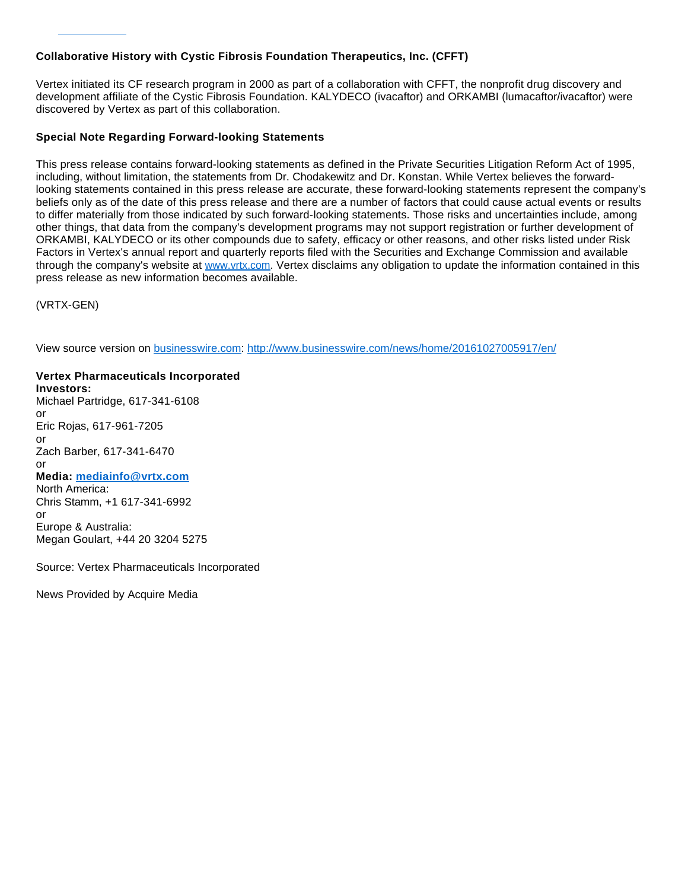---

**Collaborative History with Cystic Fibrosis Foundation Therapeutics, Inc. (CFFT)**

Vertex initiated its CF research program in 2000 as part of a collaboration with CFFT, the nonprofit drug discovery and development affiliate of the Cystic Fibrosis Foundation. KALYDECO (ivacaftor) and ORKAMBI (lumacaftor/ivacaftor) were discovered by Vertex as part of this collaboration.

**Special Note Regarding Forward-looking Statements**

This press release contains forward-looking statements as defined in the Private Securities Litigation Reform Act of 1995, including, without limitation, the statements from Dr. Chodakewitz and Dr. Konstan. While Vertex believes the forward-looking statements contained in this press release are accurate, these forward-looking statements represent the company's beliefs only as of the date of this press release and there are a number of factors that could cause actual events or results to differ materially from those indicated by such forward-looking statements. Those risks and uncertainties include, among other things, that data from the company's development programs may not support registration or further development of ORKAMBI, KALYDECO or its other compounds due to safety, efficacy or other reasons, and other risks listed under Risk Factors in Vertex's annual report and quarterly reports filed with the Securities and Exchange Commission and available through the company's website at www.vrtx.com. Vertex disclaims any obligation to update the information contained in this press release as new information becomes available.

(VRTX-GEN)

View source version on businesswire.com: http://www.businesswire.com/news/home/20161027005917/en/

**Vertex Pharmaceuticals Incorporated**
**Investors:**
Michael Partridge, 617-341-6108
or
Eric Rojas, 617-961-7205
or
Zach Barber, 617-341-6470
or
**Media: mediainfo@vrtx.com**
North America:
Chris Stamm, +1 617-341-6992
or
Europe & Australia:
Megan Goulart, +44 20 3204 5275

Source: Vertex Pharmaceuticals Incorporated

News Provided by Acquire Media